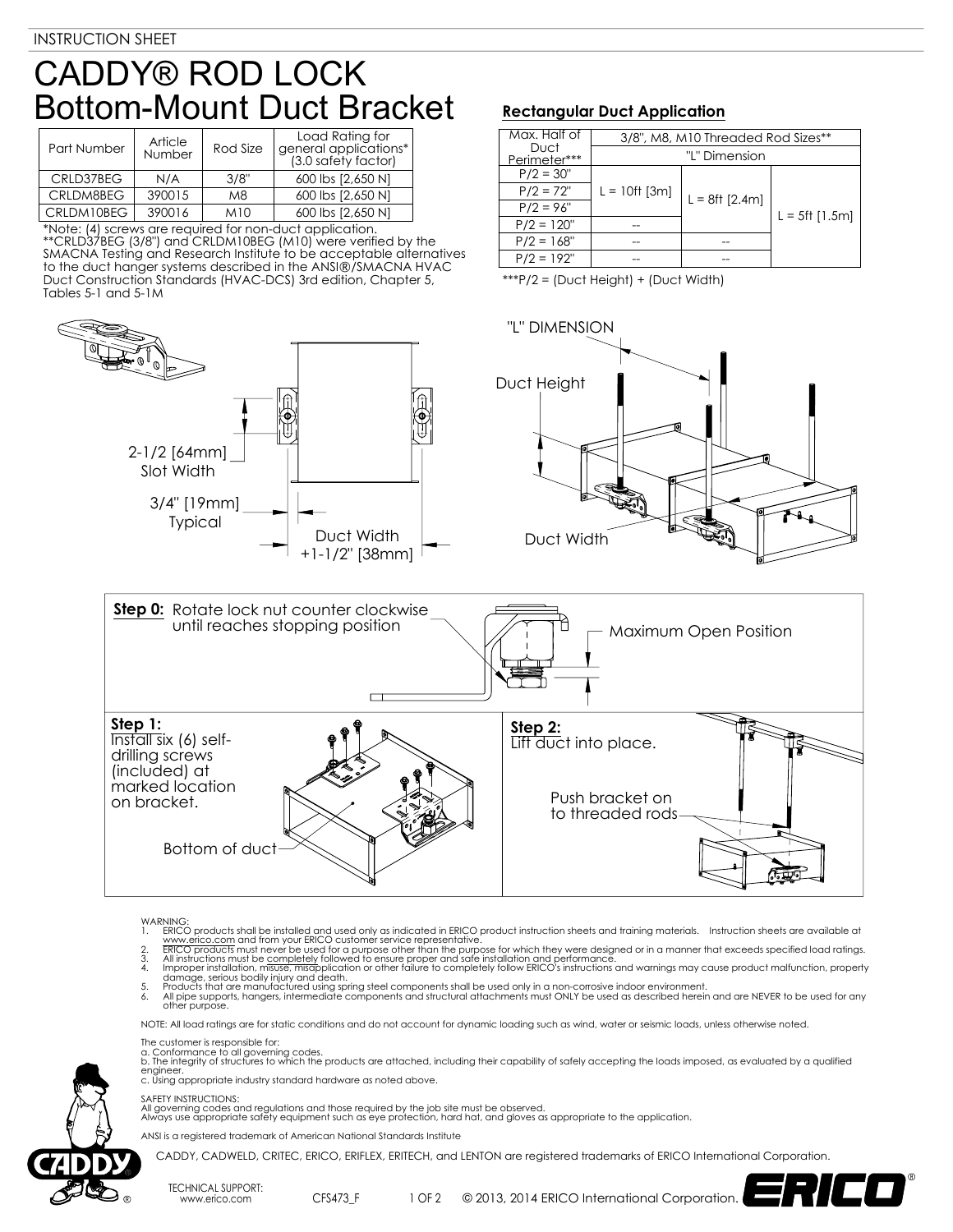INSTRUCTION SHEET

# CADDY® ROD LOCK Bottom-Mount Duct Bracket

| Part Number | Article Number | Rod Size | Load Rating for general applications* (3.0 safety factor) |
|---|---|---|---|
| CRLD37BEG | N/A | 3/8" | 600 lbs [2,650 N] |
| CRLDM8BEG | 390015 | M8 | 600 lbs [2,650 N] |
| CRLDM10BEG | 390016 | M10 | 600 lbs [2,650 N] |

*Note: (4) screws are required for non-duct application.
**CRLD37BEG (3/8") and CRLDM10BEG (M10) were verified by the SMACNA Testing and Research Institute to be acceptable alternatives to the duct hanger systems described in the ANSI®/SMACNA HVAC Duct Construction Standards (HVAC-DCS) 3rd edition, Chapter 5, Tables 5-1 and 5-1M

## Rectangular Duct Application

| Max. Half of Duct Perimeter*** | 3/8", M8, M10 Threaded Rod Sizes** | | |
|---|---|---|---|
| | "L" Dimension | | |
| P/2 = 30" | L = 10ft [3m] | L = 8ft [2.4m] | L = 5ft [1.5m] |
| P/2 = 72" | L = 10ft [3m] | L = 8ft [2.4m] | L = 5ft [1.5m] |
| P/2 = 96" | L = 10ft [3m] | L = 8ft [2.4m] | L = 5ft [1.5m] |
| P/2 = 120" | -- | L = 8ft [2.4m] | L = 5ft [1.5m] |
| P/2 = 168" | -- | -- | L = 5ft [1.5m] |
| P/2 = 192" | -- | -- | L = 5ft [1.5m] |

***P/2 = (Duct Height) + (Duct Width)

2-1/2 [64mm] Slot Width

3/4" [19mm] Typical

Duct Width +1-1/2" [38mm]

"L" DIMENSION

Duct Height

Duct Width

**Step 0:** Rotate lock nut counter clockwise until reaches stopping position

Maximum Open Position

**Step 1:** Install six (6) self-drilling screws (included) at marked location on bracket.

Bottom of duct

**Step 2:** Lift duct into place.

Push bracket on to threaded rods

WARNING:
1. ERICO products shall be installed and used only as indicated in ERICO product instruction sheets and training materials. Instruction sheets are available at www.erico.com and from your ERICO customer service representative.
2. ERICO products must never be used for a purpose other than the purpose for which they were designed or in a manner that exceeds specified load ratings.
3. All instructions must be completely followed to ensure proper and safe installation and performance.
4. Improper installation, misuse, misapplication or other failure to completely follow ERICO's instructions and warnings may cause product malfunction, property damage, serious bodily injury and death.
5. Products that are manufactured using spring steel components shall be used only in a non-corrosive indoor environment.
6. All pipe supports, hangers, intermediate components and structural attachments must ONLY be used as described herein and are NEVER to be used for any other purpose.

NOTE: All load ratings are for static conditions and do not account for dynamic loading such as wind, water or seismic loads, unless otherwise noted.

The customer is responsible for:
a. Conformance to all governing codes.
b. The integrity of structures to which the products are attached, including their capability of safely accepting the loads imposed, as evaluated by a qualified engineer.
c. Using appropriate industry standard hardware as noted above.

SAFETY INSTRUCTIONS:
All governing codes and regulations and those required by the job site must be observed.
Always use appropriate safety equipment such as eye protection, hard hat, and gloves as appropriate to the application.

ANSI is a registered trademark of American National Standards Institute

CADDY, CADWELD, CRITEC, ERICO, ERIFLEX, ERITECH, and LENTON are registered trademarks of ERICO International Corporation.

TECHNICAL SUPPORT: www.erico.com    CFS473_F    © 2013, 2014 ERICO International Corporation.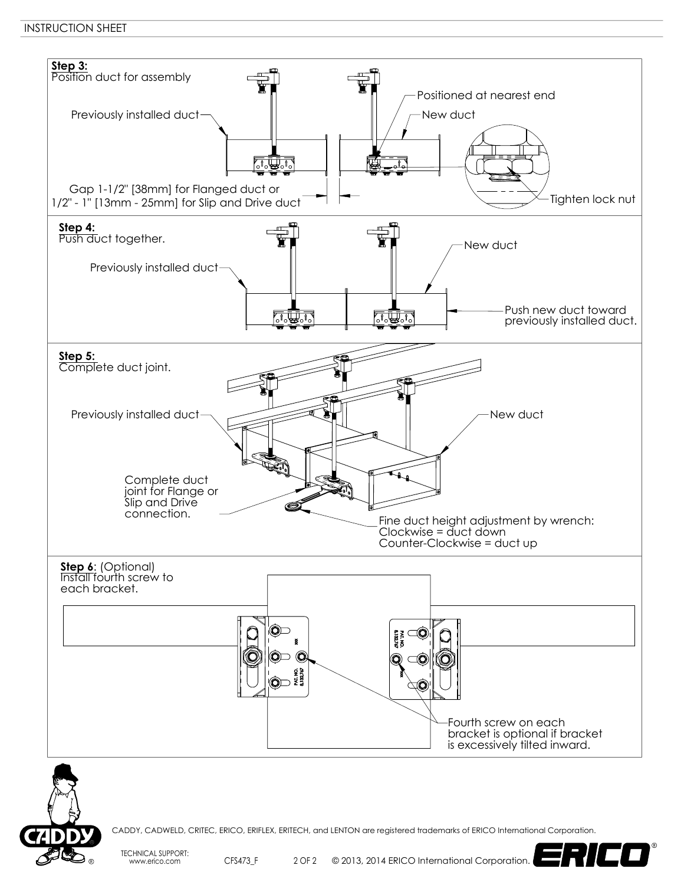**Step 3:** Position duct for assembly

Previously installed duct

Positioned at nearest end

New duct

Tighten lock nut

Gap 1-1/2" [38mm] for Flanged duct or 1/2" - 1" [13mm - 25mm] for Slip and Drive duct

**Step 4:** Push duct together.

Previously installed duct

New duct

Push new duct toward previously installed duct.

**Step 5:** Complete duct joint.

Previously installed duct

New duct

Complete duct joint for Flange or Slip and Drive connection.

Fine duct height adjustment by wrench:
Clockwise = duct down
Counter-Clockwise = duct up

**Step 6**: (Optional) Install fourth screw to each bracket.

PAT. NO. 8,132,767

Fourth screw on each bracket is optional if bracket is excessively tilted inward.

CADDY, CADWELD, CRITEC, ERICO, ERIFLEX, ERITECH, and LENTON are registered trademarks of ERICO International Corporation.

TECHNICAL SUPPORT:
www.erico.com

CFS473_F

© 2013, 2014 ERICO International Corporation.